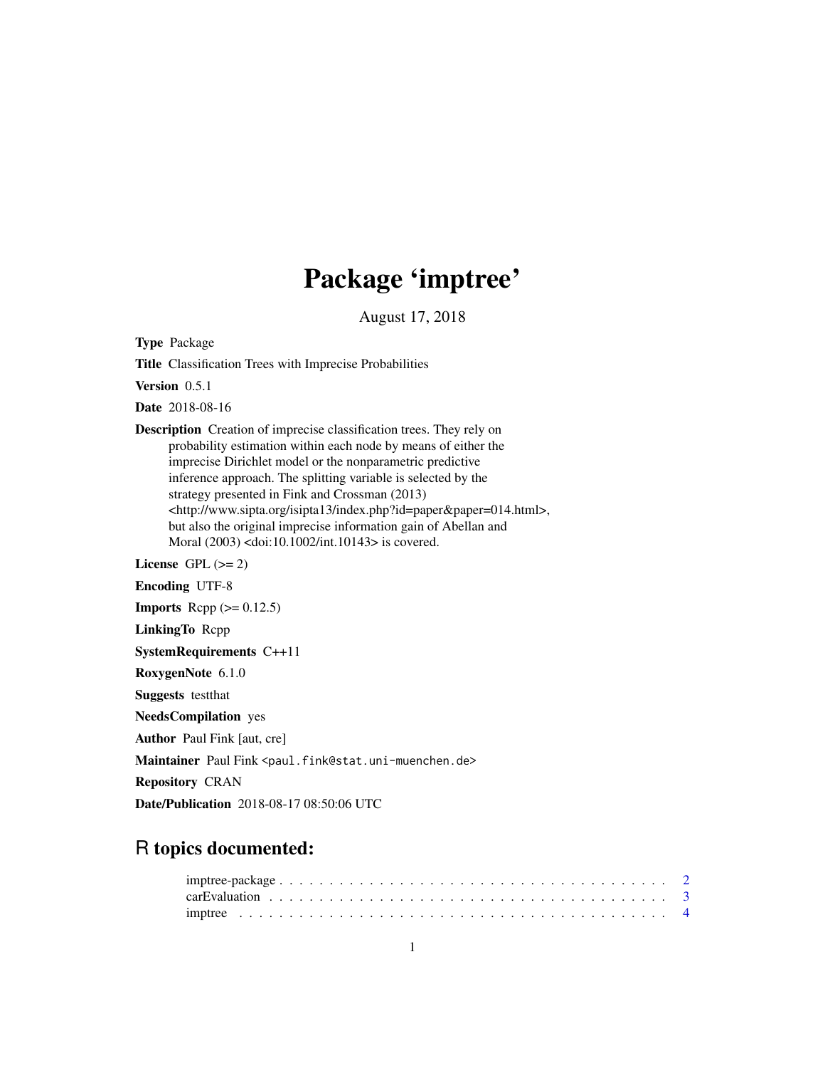# Package 'imptree'

August 17, 2018

**Type** Package

**Title** Classification Trees with Imprecise Probabilities

**Version** 0.5.1

**Date** 2018-08-16

**Description** Creation of imprecise classification trees. They rely on probability estimation within each node by means of either the imprecise Dirichlet model or the nonparametric predictive inference approach. The splitting variable is selected by the strategy presented in Fink and Crossman (2013) <http://www.sipta.org/isipta13/index.php?id=paper&paper=014.html>, but also the original imprecise information gain of Abellan and Moral (2003) <doi:10.1002/int.10143> is covered.

**License** GPL (>= 2)

**Encoding** UTF-8

**Imports** Rcpp (>= 0.12.5)

**LinkingTo** Rcpp

**SystemRequirements** C++11

**RoxygenNote** 6.1.0

**Suggests** testthat

**NeedsCompilation** yes

**Author** Paul Fink [aut, cre]

**Maintainer** Paul Fink <paul.fink@stat.uni-muenchen.de>

**Repository** CRAN

**Date/Publication** 2018-08-17 08:50:06 UTC

## R topics documented:

- imptree-package . . . . . . . . . . . . . . . . . . . . . . . . . . . . . . . . . . . . . . . . 2
- carEvaluation . . . . . . . . . . . . . . . . . . . . . . . . . . . . . . . . . . . . . . . . 3
- imptree . . . . . . . . . . . . . . . . . . . . . . . . . . . . . . . . . . . . . . . . 4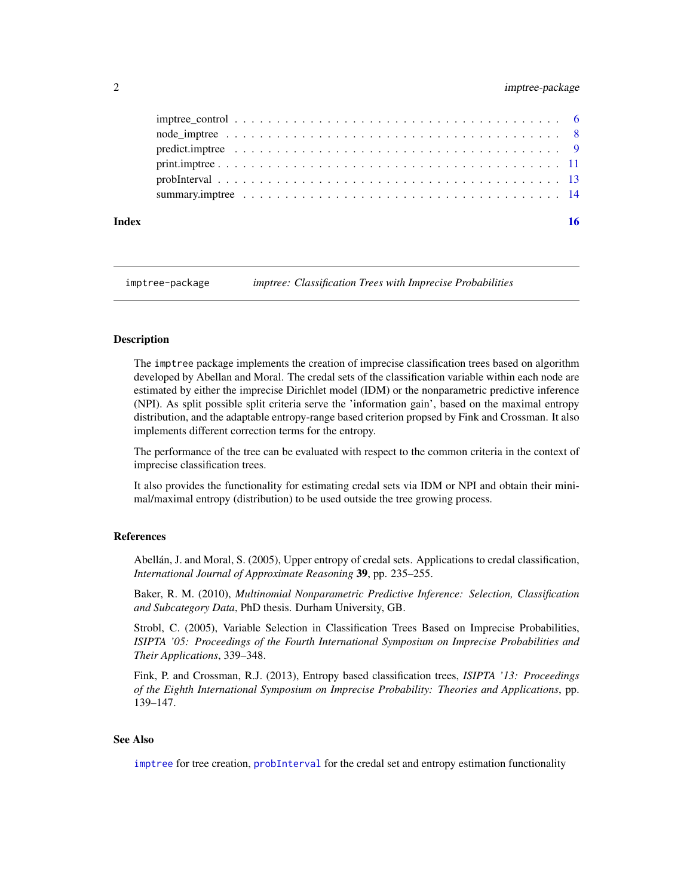imptree_control . . . . . . . . . . . . . . . . . . . . . . . . . . . . . . . . . . . . . 6
node_imptree . . . . . . . . . . . . . . . . . . . . . . . . . . . . . . . . . . . . . . 8
predict.imptree . . . . . . . . . . . . . . . . . . . . . . . . . . . . . . . . . . . . . 9
print.imptree . . . . . . . . . . . . . . . . . . . . . . . . . . . . . . . . . . . . . . 11
probInterval . . . . . . . . . . . . . . . . . . . . . . . . . . . . . . . . . . . . . . 13
summary.imptree . . . . . . . . . . . . . . . . . . . . . . . . . . . . . . . . . . . . 14

**Index** **16**

---

imptree-package *imptree: Classification Trees with Imprecise Probabilities*

---

### Description

The imptree package implements the creation of imprecise classification trees based on algorithm developed by Abellan and Moral. The credal sets of the classification variable within each node are estimated by either the imprecise Dirichlet model (IDM) or the nonparametric predictive inference (NPI). As split possible split criteria serve the 'information gain', based on the maximal entropy distribution, and the adaptable entropy-range based criterion propsed by Fink and Crossman. It also implements different correction terms for the entropy.

The performance of the tree can be evaluated with respect to the common criteria in the context of imprecise classification trees.

It also provides the functionality for estimating credal sets via IDM or NPI and obtain their minimal/maximal entropy (distribution) to be used outside the tree growing process.

### References

Abellán, J. and Moral, S. (2005), Upper entropy of credal sets. Applications to credal classification, *International Journal of Approximate Reasoning* **39**, pp. 235–255.

Baker, R. M. (2010), *Multinomial Nonparametric Predictive Inference: Selection, Classification and Subcategory Data*, PhD thesis. Durham University, GB.

Strobl, C. (2005), Variable Selection in Classification Trees Based on Imprecise Probabilities, *ISIPTA '05: Proceedings of the Fourth International Symposium on Imprecise Probabilities and Their Applications*, 339–348.

Fink, P. and Crossman, R.J. (2013), Entropy based classification trees, *ISIPTA '13: Proceedings of the Eighth International Symposium on Imprecise Probability: Theories and Applications*, pp. 139–147.

### See Also

imptree for tree creation, probInterval for the credal set and entropy estimation functionality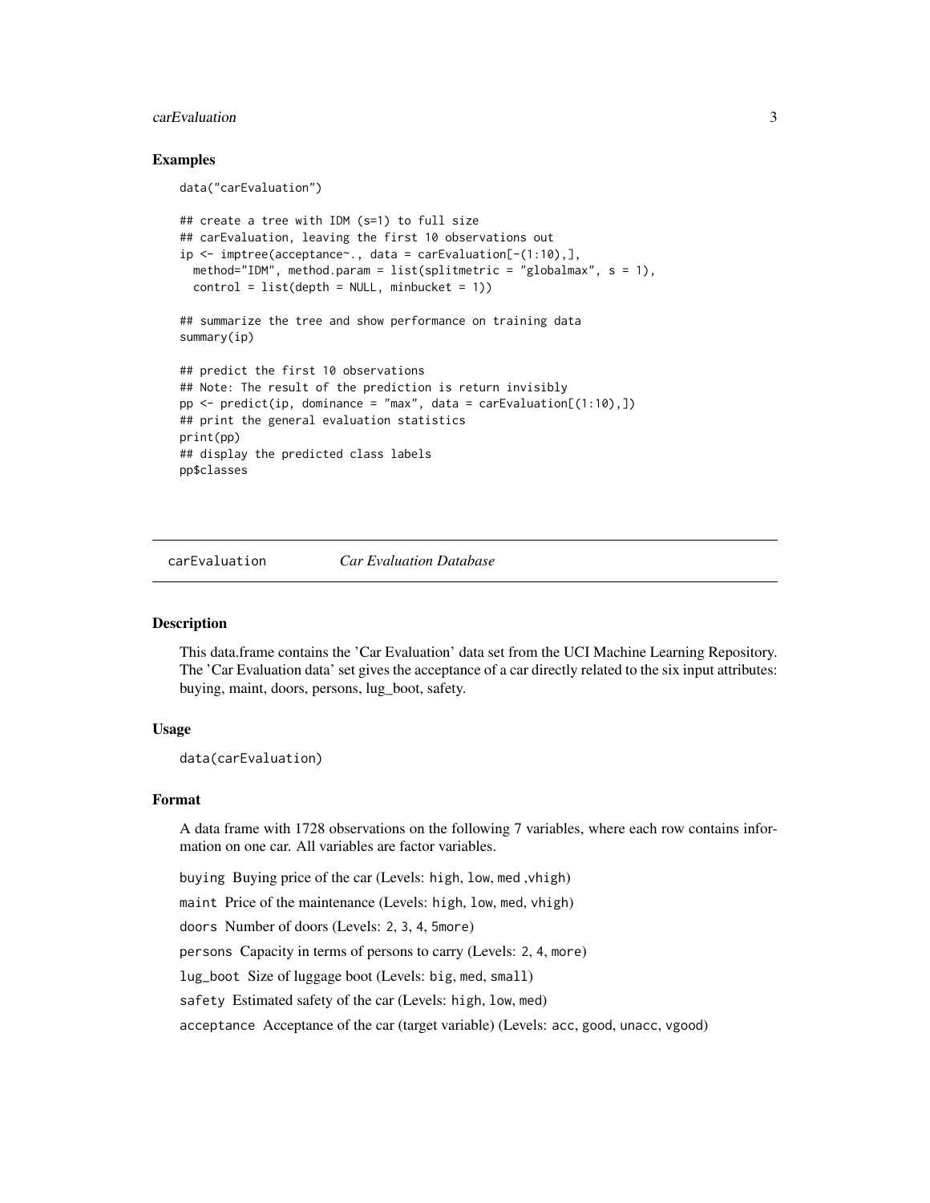### Examples

```
data("carEvaluation")

## create a tree with IDM (s=1) to full size
## carEvaluation, leaving the first 10 observations out
ip <- imptree(acceptance~., data = carEvaluation[-(1:10),],
  method="IDM", method.param = list(splitmetric = "globalmax", s = 1),
  control = list(depth = NULL, minbucket = 1))

## summarize the tree and show performance on training data
summary(ip)

## predict the first 10 observations
## Note: The result of the prediction is return invisibly
pp <- predict(ip, dominance = "max", data = carEvaluation[(1:10),])
## print the general evaluation statistics
print(pp)
## display the predicted class labels
pp$classes
```

---

## carEvaluation *Car Evaluation Database*

### Description

This data.frame contains the 'Car Evaluation' data set from the UCI Machine Learning Repository. The 'Car Evaluation data' set gives the acceptance of a car directly related to the six input attributes: buying, maint, doors, persons, lug_boot, safety.

### Usage

```
data(carEvaluation)
```

### Format

A data frame with 1728 observations on the following 7 variables, where each row contains information on one car. All variables are factor variables.

`buying` Buying price of the car (Levels: `high`, `low`, `med` ,`vhigh`)

`maint` Price of the maintenance (Levels: `high`, `low`, `med`, `vhigh`)

`doors` Number of doors (Levels: `2`, `3`, `4`, `5more`)

`persons` Capacity in terms of persons to carry (Levels: `2`, `4`, `more`)

`lug_boot` Size of luggage boot (Levels: `big`, `med`, `small`)

`safety` Estimated safety of the car (Levels: `high`, `low`, `med`)

`acceptance` Acceptance of the car (target variable) (Levels: `acc`, `good`, `unacc`, `vgood`)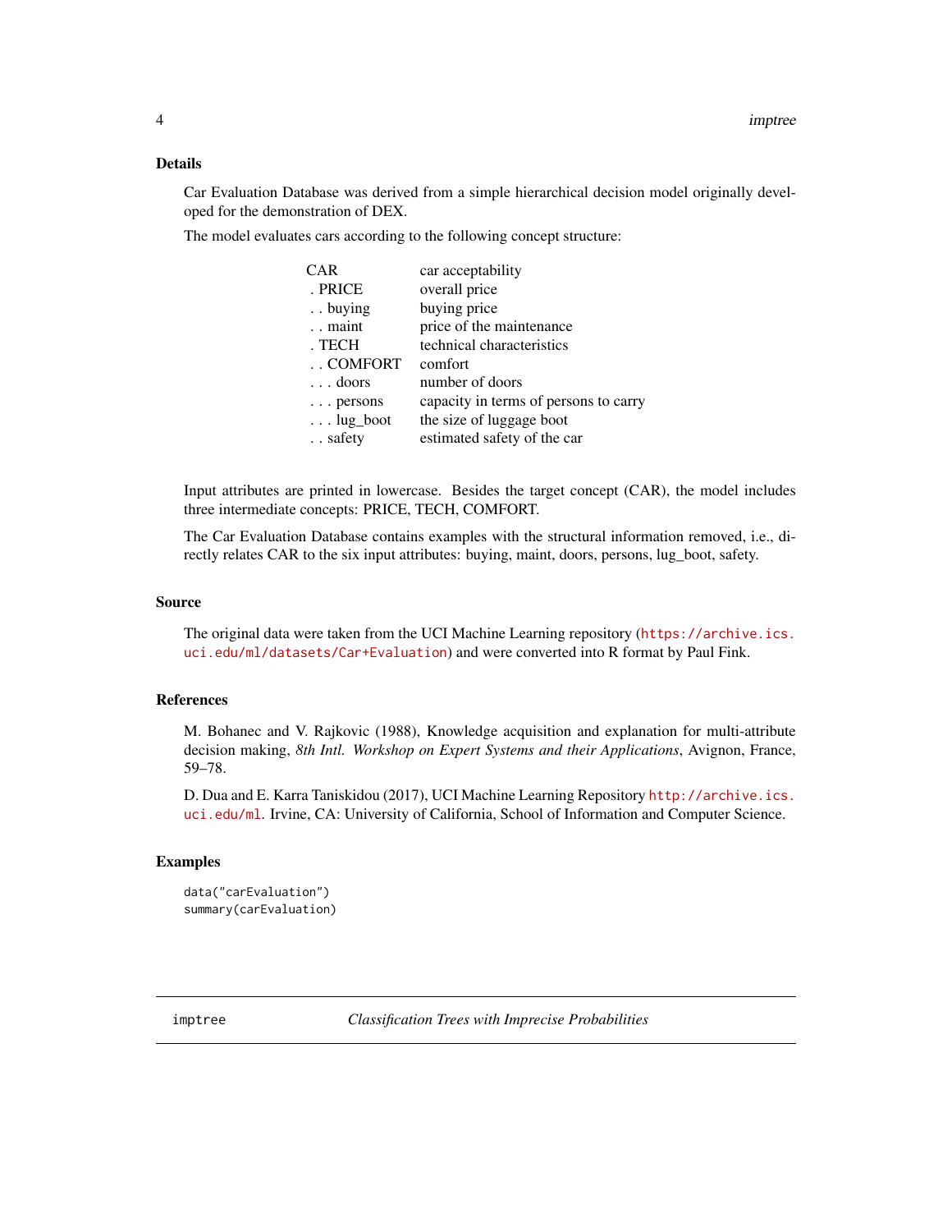### Details

Car Evaluation Database was derived from a simple hierarchical decision model originally developed for the demonstration of DEX.

The model evaluates cars according to the following concept structure:

| | |
|---|---|
| CAR | car acceptability |
| . PRICE | overall price |
| . . buying | buying price |
| . . maint | price of the maintenance |
| . TECH | technical characteristics |
| . . COMFORT | comfort |
| . . . doors | number of doors |
| . . . persons | capacity in terms of persons to carry |
| . . . lug_boot | the size of luggage boot |
| . . safety | estimated safety of the car |

Input attributes are printed in lowercase. Besides the target concept (CAR), the model includes three intermediate concepts: PRICE, TECH, COMFORT.

The Car Evaluation Database contains examples with the structural information removed, i.e., directly relates CAR to the six input attributes: buying, maint, doors, persons, lug_boot, safety.

### Source

The original data were taken from the UCI Machine Learning repository (`https://archive.ics.uci.edu/ml/datasets/Car+Evaluation`) and were converted into R format by Paul Fink.

### References

M. Bohanec and V. Rajkovic (1988), Knowledge acquisition and explanation for multi-attribute decision making, *8th Intl. Workshop on Expert Systems and their Applications*, Avignon, France, 59–78.

D. Dua and E. Karra Taniskidou (2017), UCI Machine Learning Repository `http://archive.ics.uci.edu/ml`. Irvine, CA: University of California, School of Information and Computer Science.

### Examples

```
data("carEvaluation")
summary(carEvaluation)
```

---

## imptree — *Classification Trees with Imprecise Probabilities*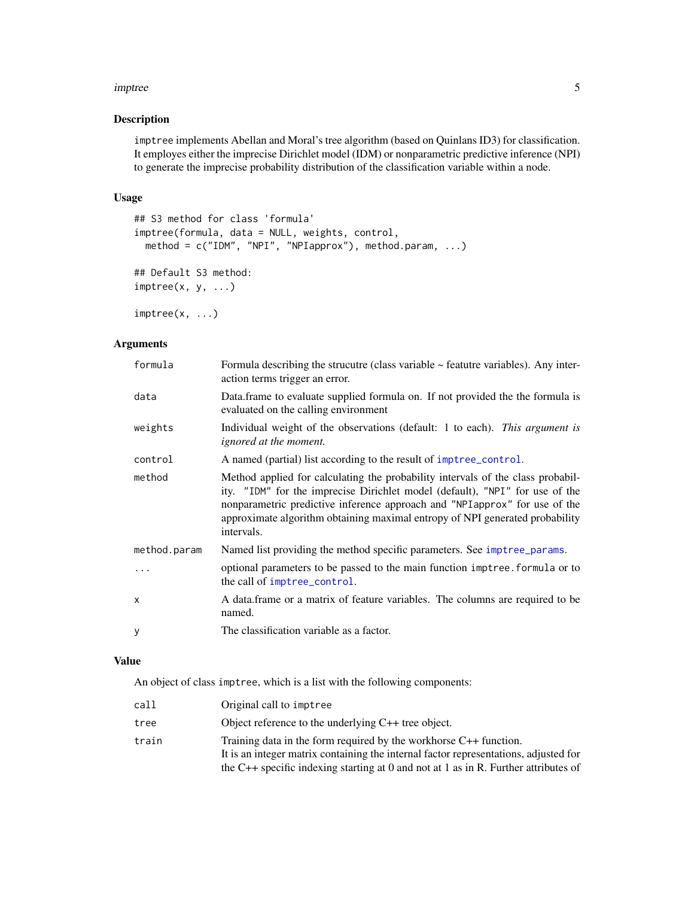## Description

imptree implements Abellan and Moral's tree algorithm (based on Quinlans ID3) for classification. It employes either the imprecise Dirichlet model (IDM) or nonparametric predictive inference (NPI) to generate the imprecise probability distribution of the classification variable within a node.

## Usage

```
## S3 method for class 'formula'
imptree(formula, data = NULL, weights, control,
  method = c("IDM", "NPI", "NPIapprox"), method.param, ...)

## Default S3 method:
imptree(x, y, ...)

imptree(x, ...)
```

## Arguments

| | |
|---|---|
| formula | Formula describing the strucutre (class variable ~ featutre variables). Any interaction terms trigger an error. |
| data | Data.frame to evaluate supplied formula on. If not provided the the formula is evaluated on the calling environment |
| weights | Individual weight of the observations (default: 1 to each). *This argument is ignored at the moment.* |
| control | A named (partial) list according to the result of `imptree_control`. |
| method | Method applied for calculating the probability intervals of the class probability. "IDM" for the imprecise Dirichlet model (default), "NPI" for use of the nonparametric predictive inference approach and "NPIapprox" for use of the approximate algorithm obtaining maximal entropy of NPI generated probability intervals. |
| method.param | Named list providing the method specific parameters. See `imptree_params`. |
| ... | optional parameters to be passed to the main function `imptree.formula` or to the call of `imptree_control`. |
| x | A data.frame or a matrix of feature variables. The columns are required to be named. |
| y | The classification variable as a factor. |

## Value

An object of class imptree, which is a list with the following components:

| | |
|---|---|
| call | Original call to imptree |
| tree | Object reference to the underlying C++ tree object. |
| train | Training data in the form required by the workhorse C++ function. It is an integer matrix containing the internal factor representations, adjusted for the C++ specific indexing starting at 0 and not at 1 as in R. Further attributes of |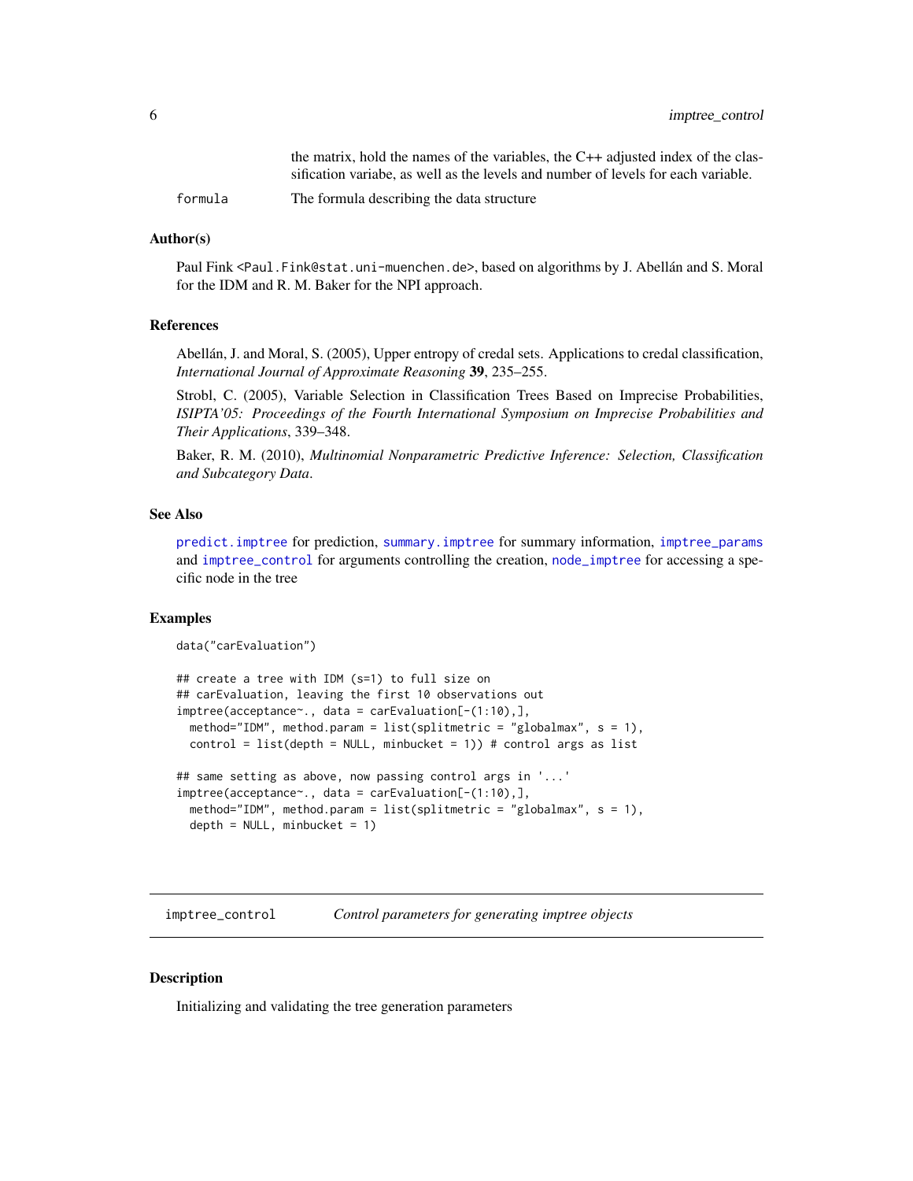the matrix, hold the names of the variables, the C++ adjusted index of the classification variabe, as well as the levels and number of levels for each variable.

formula The formula describing the data structure

### Author(s)

Paul Fink <Paul.Fink@stat.uni-muenchen.de>, based on algorithms by J. Abellán and S. Moral for the IDM and R. M. Baker for the NPI approach.

### References

Abellán, J. and Moral, S. (2005), Upper entropy of credal sets. Applications to credal classification, *International Journal of Approximate Reasoning* **39**, 235–255.

Strobl, C. (2005), Variable Selection in Classification Trees Based on Imprecise Probabilities, *ISIPTA'05: Proceedings of the Fourth International Symposium on Imprecise Probabilities and Their Applications*, 339–348.

Baker, R. M. (2010), *Multinomial Nonparametric Predictive Inference: Selection, Classification and Subcategory Data*.

### See Also

predict.imptree for prediction, summary.imptree for summary information, imptree_params and imptree_control for arguments controlling the creation, node_imptree for accessing a specific node in the tree

### Examples

```
data("carEvaluation")

## create a tree with IDM (s=1) to full size on
## carEvaluation, leaving the first 10 observations out
imptree(acceptance~., data = carEvaluation[-(1:10),],
  method="IDM", method.param = list(splitmetric = "globalmax", s = 1),
  control = list(depth = NULL, minbucket = 1)) # control args as list

## same setting as above, now passing control args in '...'
imptree(acceptance~., data = carEvaluation[-(1:10),],
  method="IDM", method.param = list(splitmetric = "globalmax", s = 1),
  depth = NULL, minbucket = 1)
```

---

## imptree_control *Control parameters for generating imptree objects*

### Description

Initializing and validating the tree generation parameters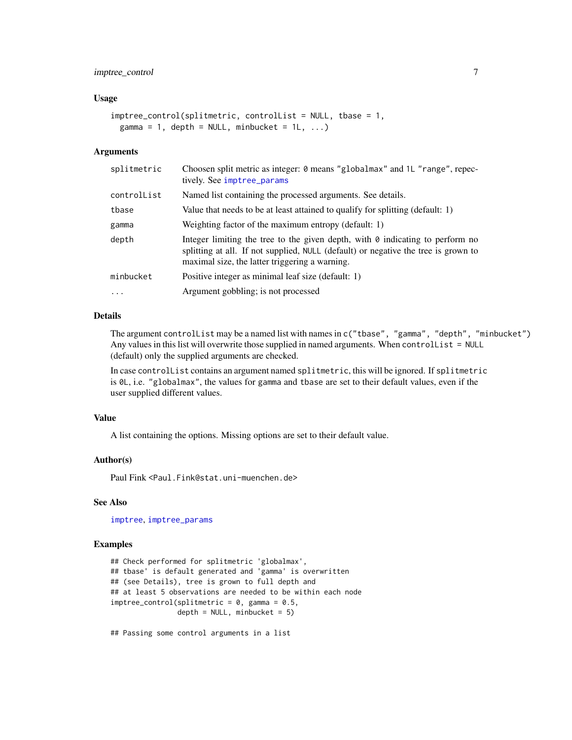### Usage

```
imptree_control(splitmetric, controlList = NULL, tbase = 1,
  gamma = 1, depth = NULL, minbucket = 1L, ...)
```

### Arguments

| | |
|---|---|
| `splitmetric` | Choosen split metric as integer: `0` means `"globalmax"` and `1L` `"range"`, repectively. See `imptree_params` |
| `controlList` | Named list containing the processed arguments. See details. |
| `tbase` | Value that needs to be at least attained to qualify for splitting (default: 1) |
| `gamma` | Weighting factor of the maximum entropy (default: 1) |
| `depth` | Integer limiting the tree to the given depth, with `0` indicating to perform no splitting at all. If not supplied, `NULL` (default) or negative the tree is grown to maximal size, the latter triggering a warning. |
| `minbucket` | Positive integer as minimal leaf size (default: 1) |
| `...` | Argument gobbling; is not processed |

### Details

The argument `controlList` may be a named list with names in `c("tbase", "gamma", "depth", "minbucket")` Any values in this list will overwrite those supplied in named arguments. When `controlList = NULL` (default) only the supplied arguments are checked.

In case `controlList` contains an argument named `splitmetric`, this will be ignored. If `splitmetric` is `0L`, i.e. `"globalmax"`, the values for `gamma` and `tbase` are set to their default values, even if the user supplied different values.

### Value

A list containing the options. Missing options are set to their default value.

### Author(s)

Paul Fink <Paul.Fink@stat.uni-muenchen.de>

### See Also

`imptree`, `imptree_params`

### Examples

```
## Check performed for splitmetric 'globalmax',
## tbase' is default generated and 'gamma' is overwritten
## (see Details), tree is grown to full depth and
## at least 5 observations are needed to be within each node
imptree_control(splitmetric = 0, gamma = 0.5,
                depth = NULL, minbucket = 5)

## Passing some control arguments in a list
```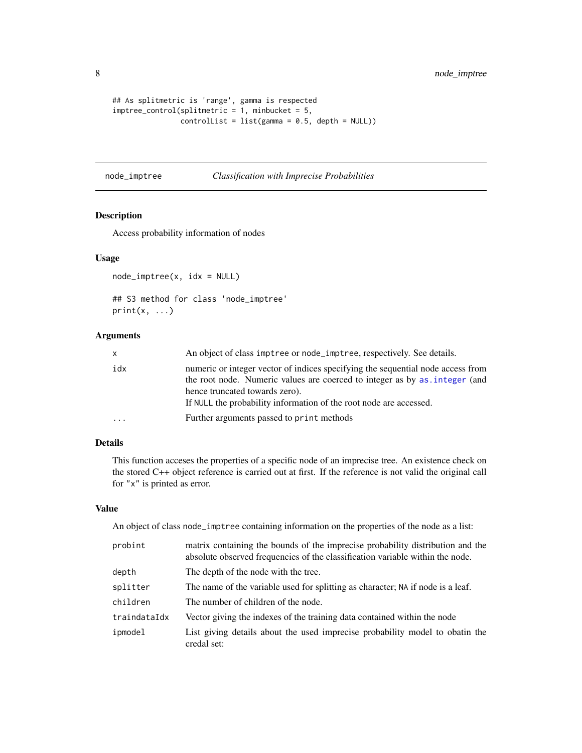```
## As splitmetric is 'range', gamma is respected
imptree_control(splitmetric = 1, minbucket = 5,
                controlList = list(gamma = 0.5, depth = NULL))
```

## node_imptree *Classification with Imprecise Probabilities*

### Description

Access probability information of nodes

### Usage

```
node_imptree(x, idx = NULL)

## S3 method for class 'node_imptree'
print(x, ...)
```

### Arguments

| | |
|---|---|
| x | An object of class imptree or node_imptree, respectively. See details. |
| idx | numeric or integer vector of indices specifying the sequential node access from the root node. Numeric values are coerced to integer as by as.integer (and hence truncated towards zero).<br>If NULL the probability information of the root node are accessed. |
| ... | Further arguments passed to print methods |

### Details

This function accesses the properties of a specific node of an imprecise tree. An existence check on the stored C++ object reference is carried out at first. If the reference is not valid the original call for "x" is printed as error.

### Value

An object of class node_imptree containing information on the properties of the node as a list:

| | |
|---|---|
| probint | matrix containing the bounds of the imprecise probability distribution and the absolute observed frequencies of the classification variable within the node. |
| depth | The depth of the node with the tree. |
| splitter | The name of the variable used for splitting as character; NA if node is a leaf. |
| children | The number of children of the node. |
| traindataIdx | Vector giving the indexes of the training data contained within the node |
| ipmodel | List giving details about the used imprecise probability model to obatin the credal set: |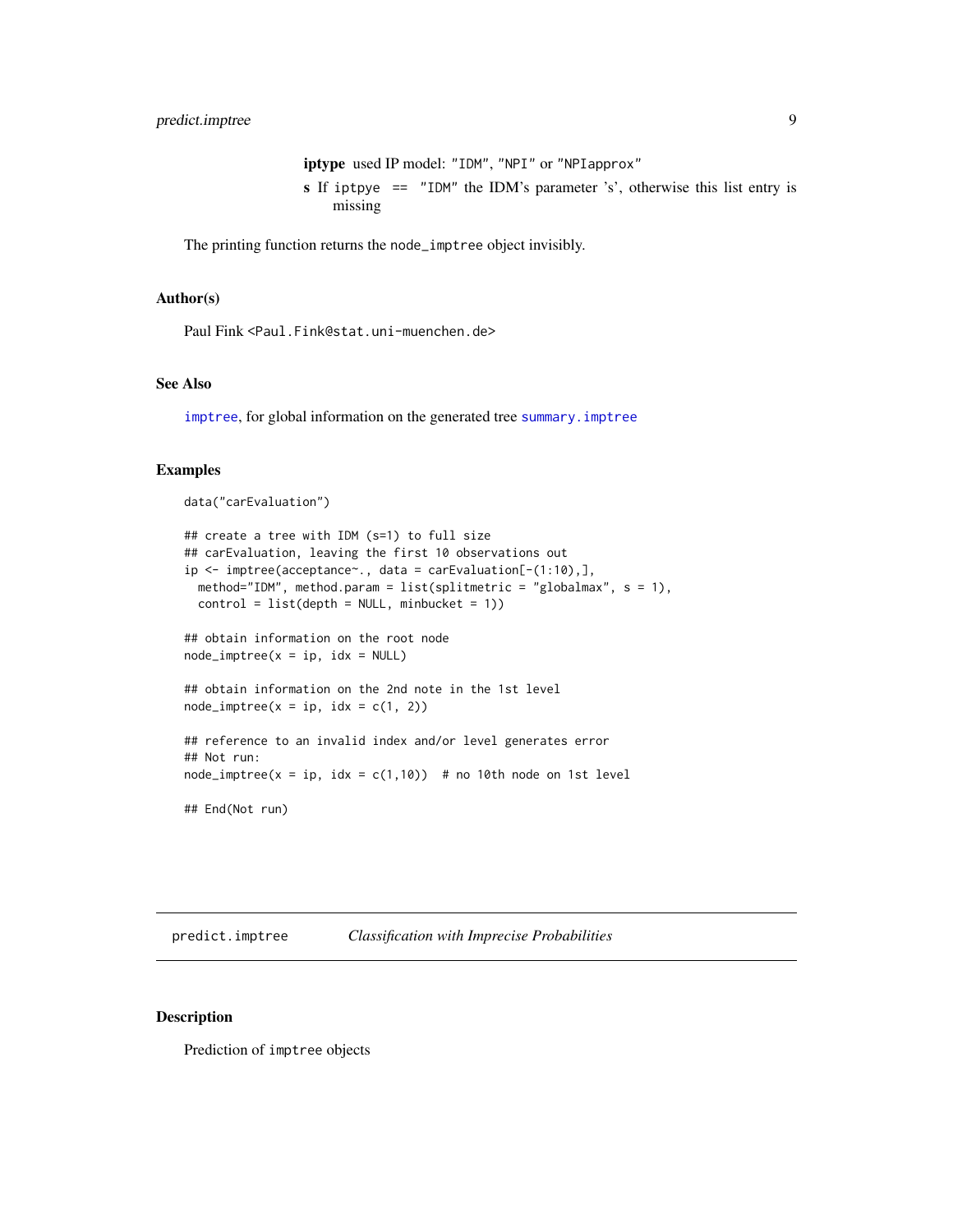**iptype** used IP model: "IDM", "NPI" or "NPIapprox"

**s** If iptpye == "IDM" the IDM's parameter 's', otherwise this list entry is missing

The printing function returns the node_imptree object invisibly.

### Author(s)

Paul Fink <Paul.Fink@stat.uni-muenchen.de>

### See Also

imptree, for global information on the generated tree summary.imptree

### Examples

```
data("carEvaluation")

## create a tree with IDM (s=1) to full size
## carEvaluation, leaving the first 10 observations out
ip <- imptree(acceptance~., data = carEvaluation[-(1:10),],
  method="IDM", method.param = list(splitmetric = "globalmax", s = 1),
  control = list(depth = NULL, minbucket = 1))

## obtain information on the root node
node_imptree(x = ip, idx = NULL)

## obtain information on the 2nd note in the 1st level
node_imptree(x = ip, idx = c(1, 2))

## reference to an invalid index and/or level generates error
## Not run:
node_imptree(x = ip, idx = c(1,10))  # no 10th node on 1st level

## End(Not run)
```

---

## predict.imptree *Classification with Imprecise Probabilities*

### Description

Prediction of imptree objects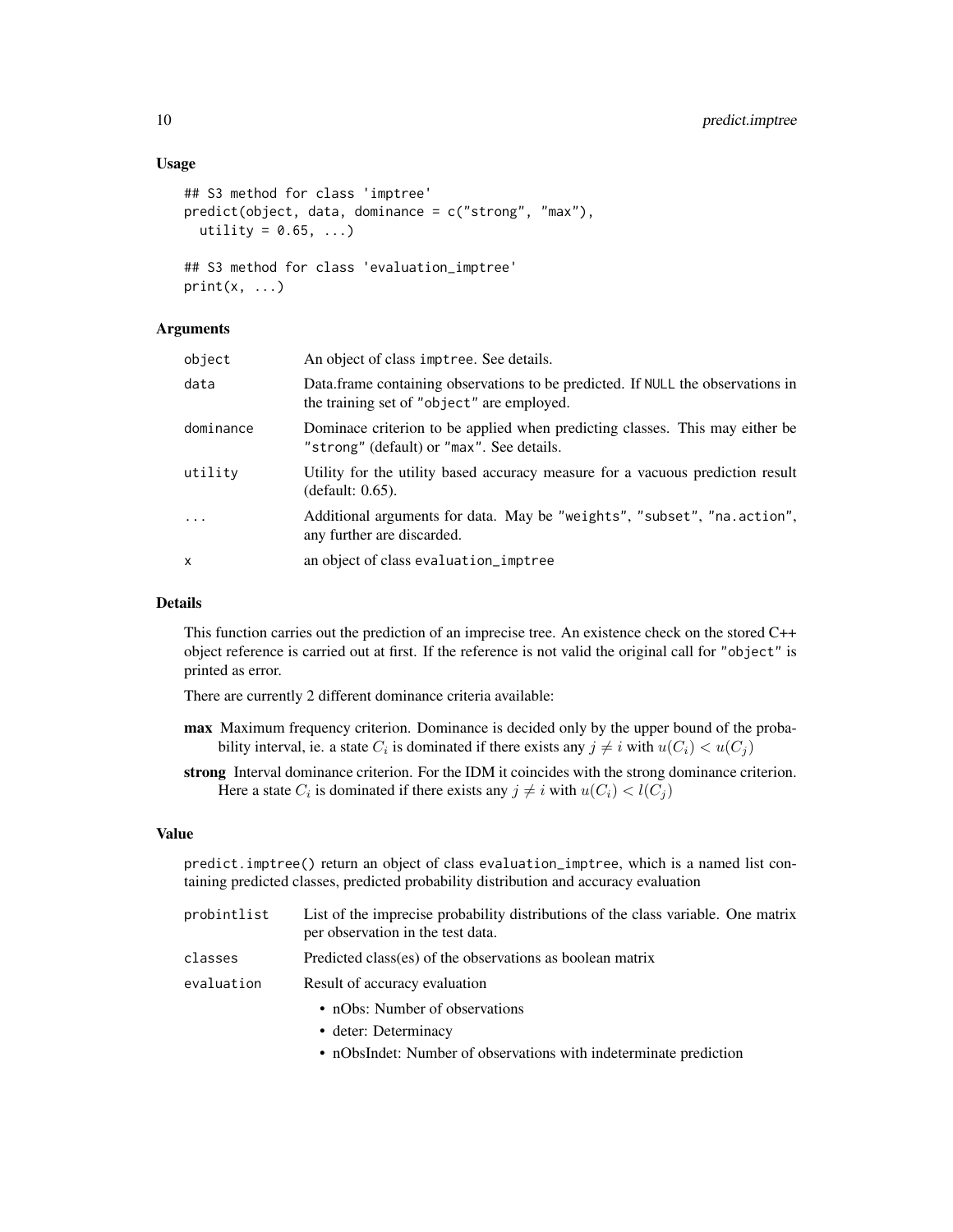## Usage

```
## S3 method for class 'imptree'
predict(object, data, dominance = c("strong", "max"),
  utility = 0.65, ...)

## S3 method for class 'evaluation_imptree'
print(x, ...)
```

## Arguments

| | |
|---|---|
| object | An object of class imptree. See details. |
| data | Data.frame containing observations to be predicted. If NULL the observations in the training set of "object" are employed. |
| dominance | Dominace criterion to be applied when predicting classes. This may either be "strong" (default) or "max". See details. |
| utility | Utility for the utility based accuracy measure for a vacuous prediction result (default: 0.65). |
| ... | Additional arguments for data. May be "weights", "subset", "na.action", any further are discarded. |
| x | an object of class evaluation_imptree |

## Details

This function carries out the prediction of an imprecise tree. An existence check on the stored C++ object reference is carried out at first. If the reference is not valid the original call for "object" is printed as error.

There are currently 2 different dominance criteria available:

**max** Maximum frequency criterion. Dominance is decided only by the upper bound of the probability interval, ie. a state $C_i$ is dominated if there exists any $j \neq i$ with $u(C_i) < u(C_j)$

**strong** Interval dominance criterion. For the IDM it coincides with the strong dominance criterion. Here a state $C_i$ is dominated if there exists any $j \neq i$ with $u(C_i) < l(C_j)$

## Value

predict.imptree() return an object of class evaluation_imptree, which is a named list containing predicted classes, predicted probability distribution and accuracy evaluation

| | |
|---|---|
| probintlist | List of the imprecise probability distributions of the class variable. One matrix per observation in the test data. |
| classes | Predicted class(es) of the observations as boolean matrix |
| evaluation | Result of accuracy evaluation<br>• nObs: Number of observations<br>• deter: Determinacy<br>• nObsIndet: Number of observations with indeterminate prediction |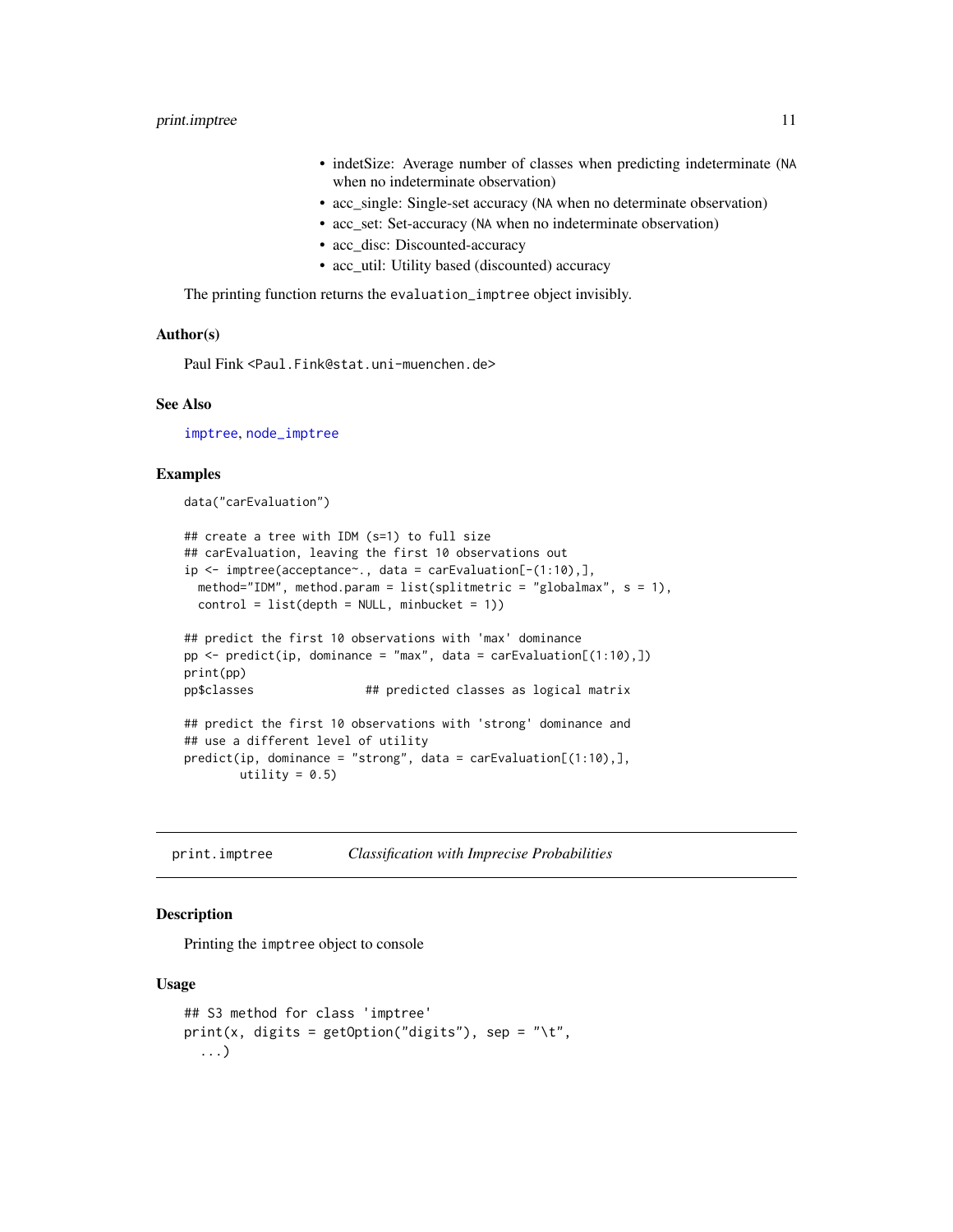- indetSize: Average number of classes when predicting indeterminate (NA when no indeterminate observation)
- acc_single: Single-set accuracy (NA when no determinate observation)
- acc_set: Set-accuracy (NA when no indeterminate observation)
- acc_disc: Discounted-accuracy
- acc_util: Utility based (discounted) accuracy

The printing function returns the `evaluation_imptree` object invisibly.

### Author(s)

Paul Fink <Paul.Fink@stat.uni-muenchen.de>

### See Also

`imptree`, `node_imptree`

### Examples

```
data("carEvaluation")

## create a tree with IDM (s=1) to full size
## carEvaluation, leaving the first 10 observations out
ip <- imptree(acceptance~., data = carEvaluation[-(1:10),],
  method="IDM", method.param = list(splitmetric = "globalmax", s = 1),
  control = list(depth = NULL, minbucket = 1))

## predict the first 10 observations with 'max' dominance
pp <- predict(ip, dominance = "max", data = carEvaluation[(1:10),])
print(pp)
pp$classes                ## predicted classes as logical matrix

## predict the first 10 observations with 'strong' dominance and
## use a different level of utility
predict(ip, dominance = "strong", data = carEvaluation[(1:10),],
        utility = 0.5)
```

---

## print.imptree — *Classification with Imprecise Probabilities*

### Description

Printing the `imptree` object to console

### Usage

```
## S3 method for class 'imptree'
print(x, digits = getOption("digits"), sep = "\t",
  ...)
```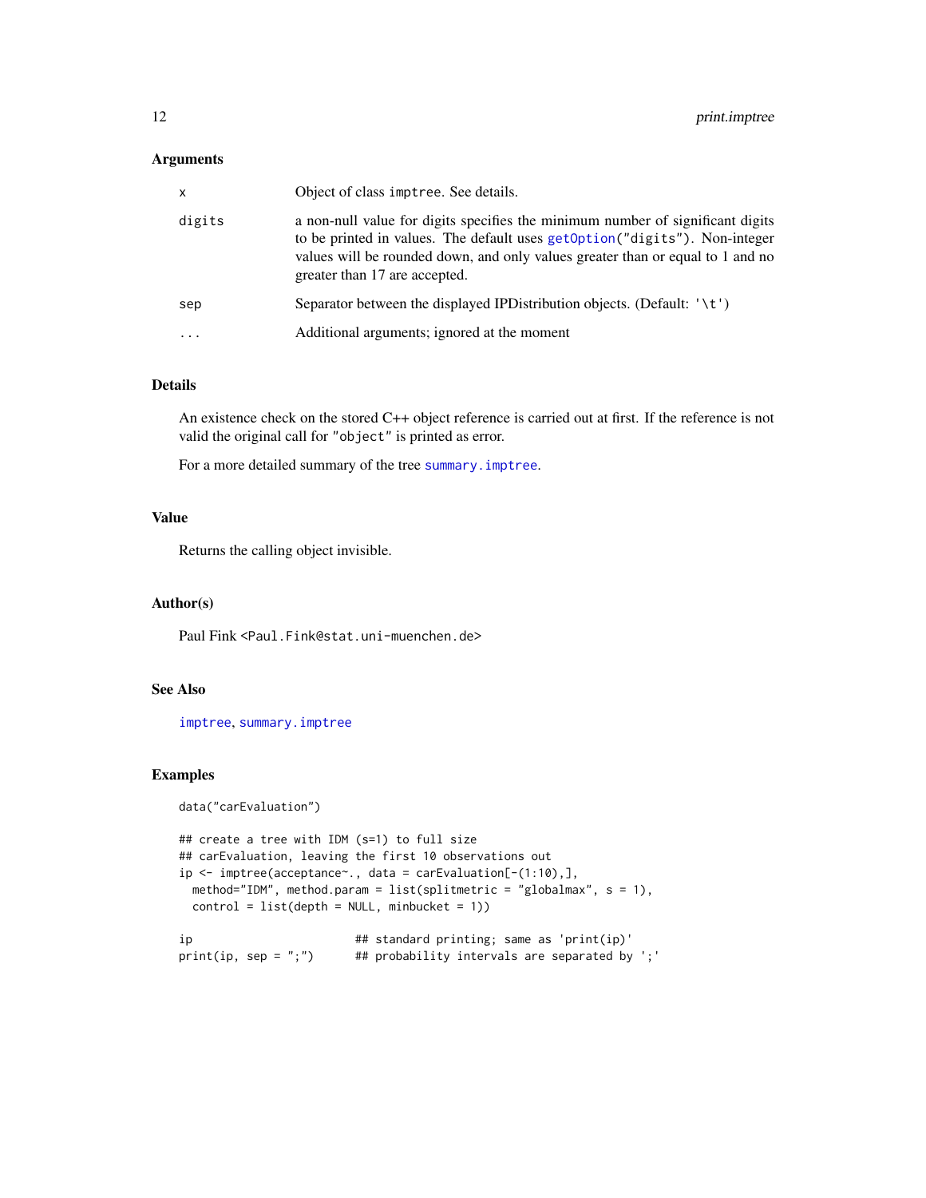### Arguments

| | |
|---|---|
| `x` | Object of class `imptree`. See details. |
| `digits` | a non-null value for digits specifies the minimum number of significant digits to be printed in values. The default uses `getOption("digits")`. Non-integer values will be rounded down, and only values greater than or equal to 1 and no greater than 17 are accepted. |
| `sep` | Separator between the displayed IPDistribution objects. (Default: `'\t'`) |
| `...` | Additional arguments; ignored at the moment |

### Details

An existence check on the stored C++ object reference is carried out at first. If the reference is not valid the original call for `"object"` is printed as error.

For a more detailed summary of the tree `summary.imptree`.

### Value

Returns the calling object invisible.

### Author(s)

Paul Fink <Paul.Fink@stat.uni-muenchen.de>

### See Also

`imptree`, `summary.imptree`

### Examples

```
data("carEvaluation")

## create a tree with IDM (s=1) to full size
## carEvaluation, leaving the first 10 observations out
ip <- imptree(acceptance~., data = carEvaluation[-(1:10),],
  method="IDM", method.param = list(splitmetric = "globalmax", s = 1),
  control = list(depth = NULL, minbucket = 1))

ip                          ## standard printing; same as 'print(ip)'
print(ip, sep = ";")        ## probability intervals are separated by ';'
```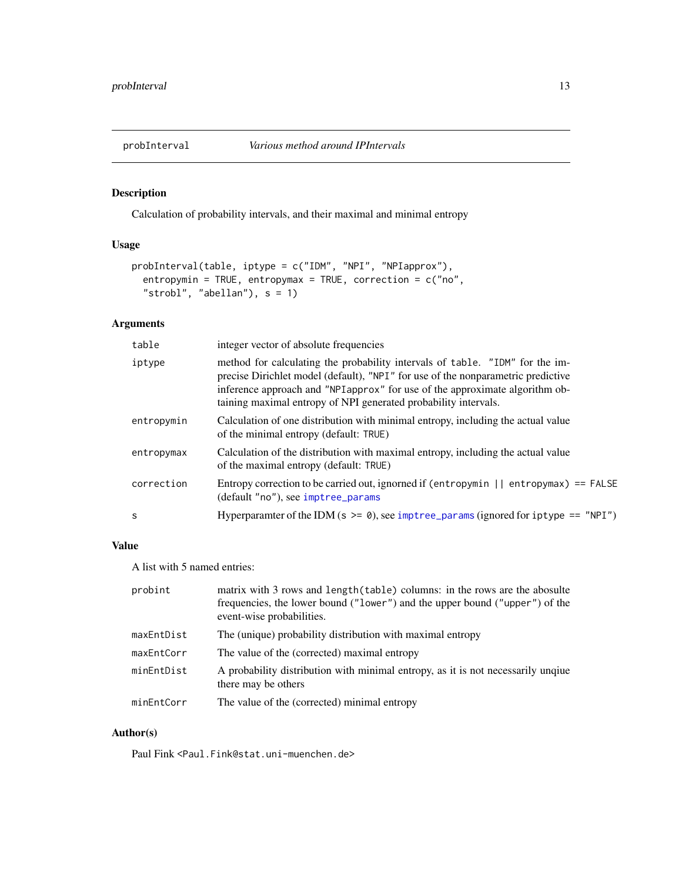## probInterval *Various method around IPIntervals*

### Description

Calculation of probability intervals, and their maximal and minimal entropy

### Usage

```
probInterval(table, iptype = c("IDM", "NPI", "NPIapprox"),
  entropymin = TRUE, entropymax = TRUE, correction = c("no",
  "strobl", "abellan"), s = 1)
```

### Arguments

| | |
|---|---|
| `table` | integer vector of absolute frequencies |
| `iptype` | method for calculating the probability intervals of `table`. `"IDM"` for the imprecise Dirichlet model (default), `"NPI"` for use of the nonparametric predictive inference approach and `"NPIapprox"` for use of the approximate algorithm obtaining maximal entropy of NPI generated probability intervals. |
| `entropymin` | Calculation of one distribution with minimal entropy, including the actual value of the minimal entropy (default: `TRUE`) |
| `entropymax` | Calculation of the distribution with maximal entropy, including the actual value of the maximal entropy (default: `TRUE`) |
| `correction` | Entropy correction to be carried out, ignored if `(entropymin \|\| entropymax) == FALSE` (default `"no"`), see `imptree_params` |
| `s` | Hyperparamter of the IDM (`s >= 0`), see `imptree_params` (ignored for `iptype == "NPI"`) |

### Value

A list with 5 named entries:

| | |
|---|---|
| `probint` | matrix with 3 rows and `length(table)` columns: in the rows are the abosulte frequencies, the lower bound (`"lower"`) and the upper bound (`"upper"`) of the event-wise probabilities. |
| `maxEntDist` | The (unique) probability distribution with maximal entropy |
| `maxEntCorr` | The value of the (corrected) maximal entropy |
| `minEntDist` | A probability distribution with minimal entropy, as it is not necessarily unqiue there may be others |
| `minEntCorr` | The value of the (corrected) minimal entropy |

### Author(s)

Paul Fink <Paul.Fink@stat.uni-muenchen.de>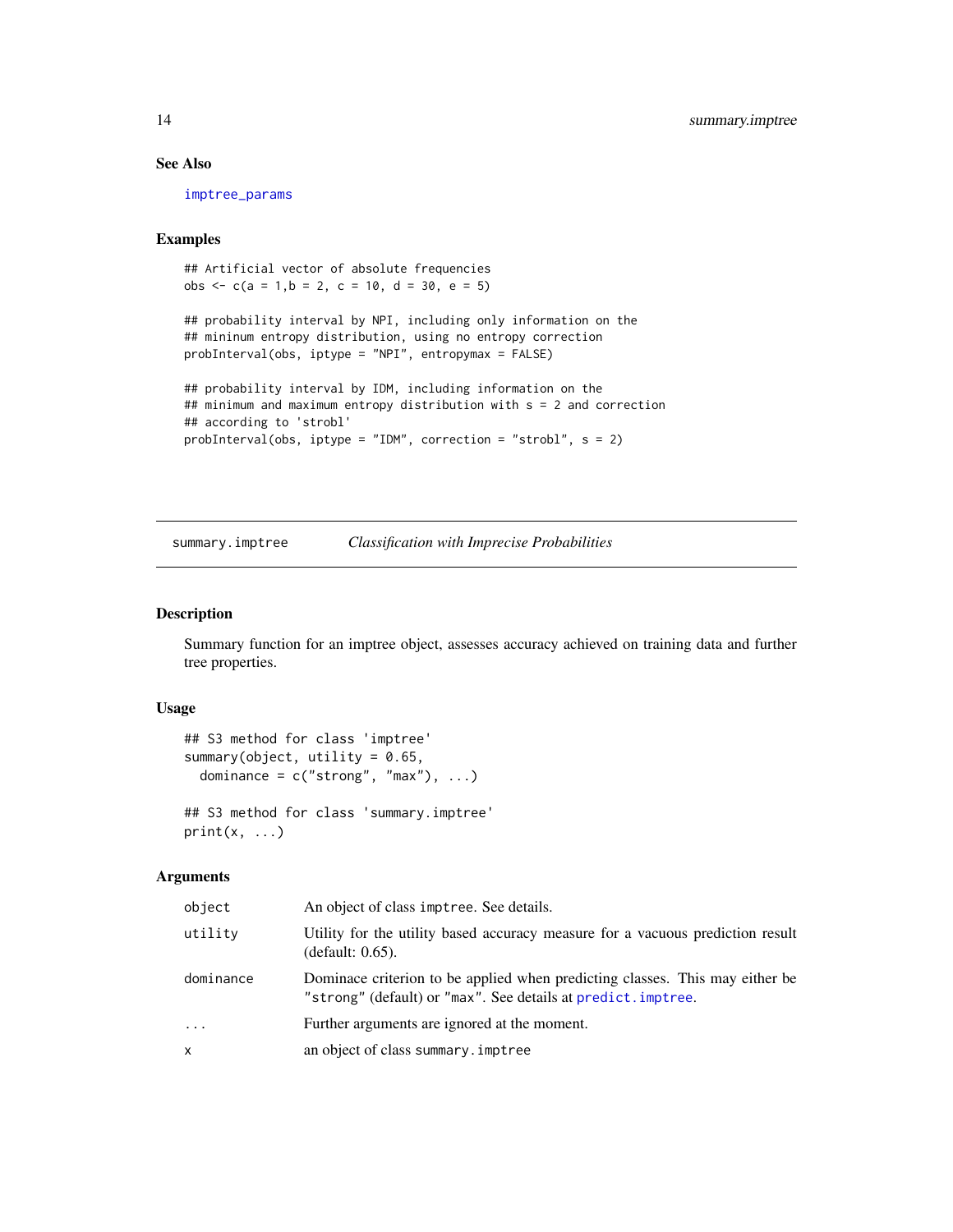## See Also

imptree_params

## Examples

```
## Artificial vector of absolute frequencies
obs <- c(a = 1,b = 2, c = 10, d = 30, e = 5)

## probability interval by NPI, including only information on the
## mininum entropy distribution, using no entropy correction
probInterval(obs, iptype = "NPI", entropymax = FALSE)

## probability interval by IDM, including information on the
## minimum and maximum entropy distribution with s = 2 and correction
## according to 'strobl'
probInterval(obs, iptype = "IDM", correction = "strobl", s = 2)
```

---

# summary.imptree — *Classification with Imprecise Probabilities*

## Description

Summary function for an imptree object, assesses accuracy achieved on training data and further tree properties.

## Usage

```
## S3 method for class 'imptree'
summary(object, utility = 0.65,
  dominance = c("strong", "max"), ...)

## S3 method for class 'summary.imptree'
print(x, ...)
```

## Arguments

| | |
|---|---|
| `object` | An object of class `imptree`. See details. |
| `utility` | Utility for the utility based accuracy measure for a vacuous prediction result (default: 0.65). |
| `dominance` | Dominace criterion to be applied when predicting classes. This may either be `"strong"` (default) or `"max"`. See details at `predict.imptree`. |
| `...` | Further arguments are ignored at the moment. |
| `x` | an object of class `summary.imptree` |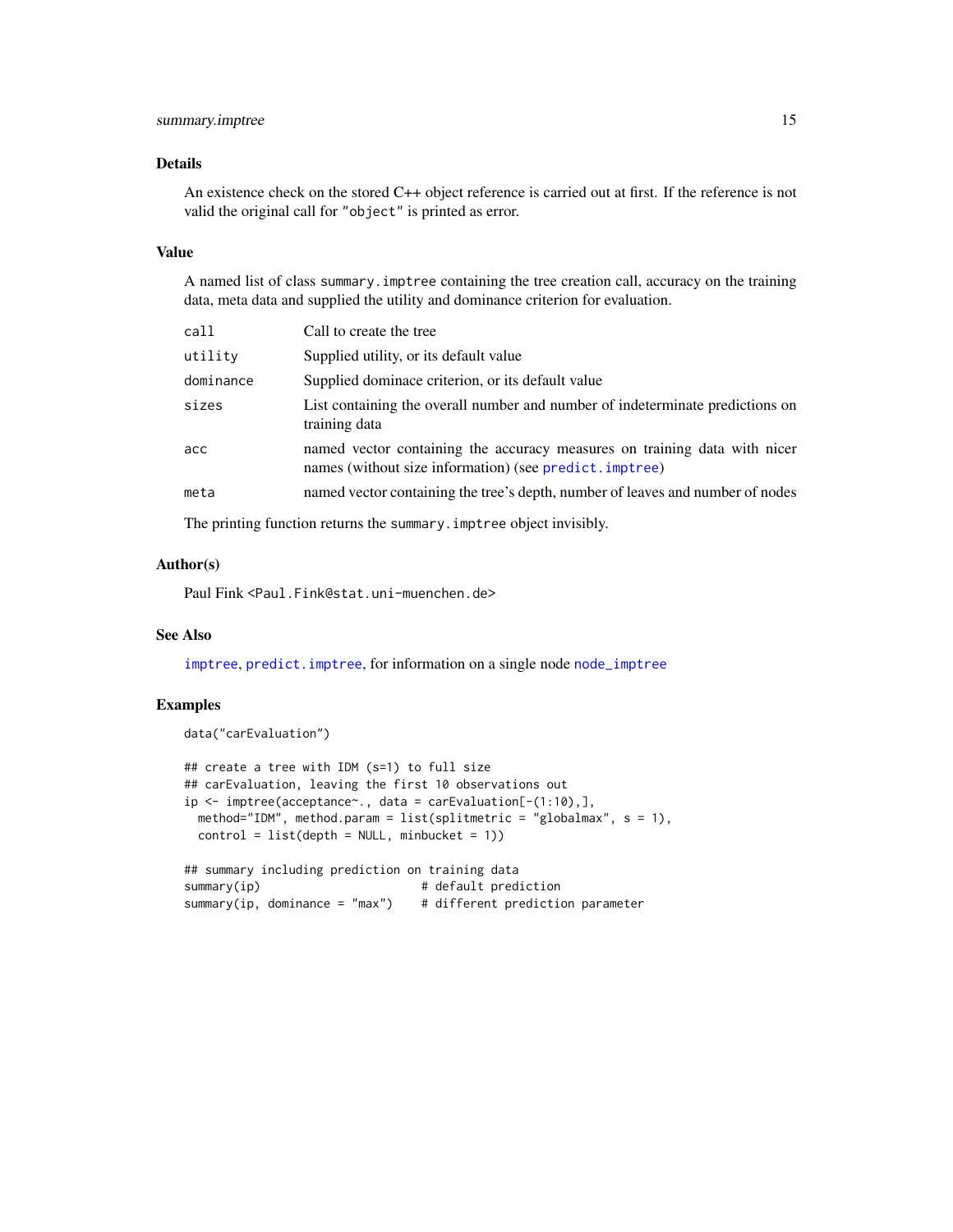## Details

An existence check on the stored C++ object reference is carried out at first. If the reference is not valid the original call for "object" is printed as error.

## Value

A named list of class `summary.imptree` containing the tree creation call, accuracy on the training data, meta data and supplied the utility and dominance criterion for evaluation.

| | |
|---|---|
| `call` | Call to create the tree |
| `utility` | Supplied utility, or its default value |
| `dominance` | Supplied dominace criterion, or its default value |
| `sizes` | List containing the overall number and number of indeterminate predictions on training data |
| `acc` | named vector containing the accuracy measures on training data with nicer names (without size information) (see `predict.imptree`) |
| `meta` | named vector containing the tree's depth, number of leaves and number of nodes |

The printing function returns the `summary.imptree` object invisibly.

## Author(s)

Paul Fink <Paul.Fink@stat.uni-muenchen.de>

## See Also

`imptree`, `predict.imptree`, for information on a single node `node_imptree`

## Examples

```
data("carEvaluation")

## create a tree with IDM (s=1) to full size
## carEvaluation, leaving the first 10 observations out
ip <- imptree(acceptance~., data = carEvaluation[-(1:10),],
  method="IDM", method.param = list(splitmetric = "globalmax", s = 1),
  control = list(depth = NULL, minbucket = 1))

## summary including prediction on training data
summary(ip)                       # default prediction
summary(ip, dominance = "max")    # different prediction parameter
```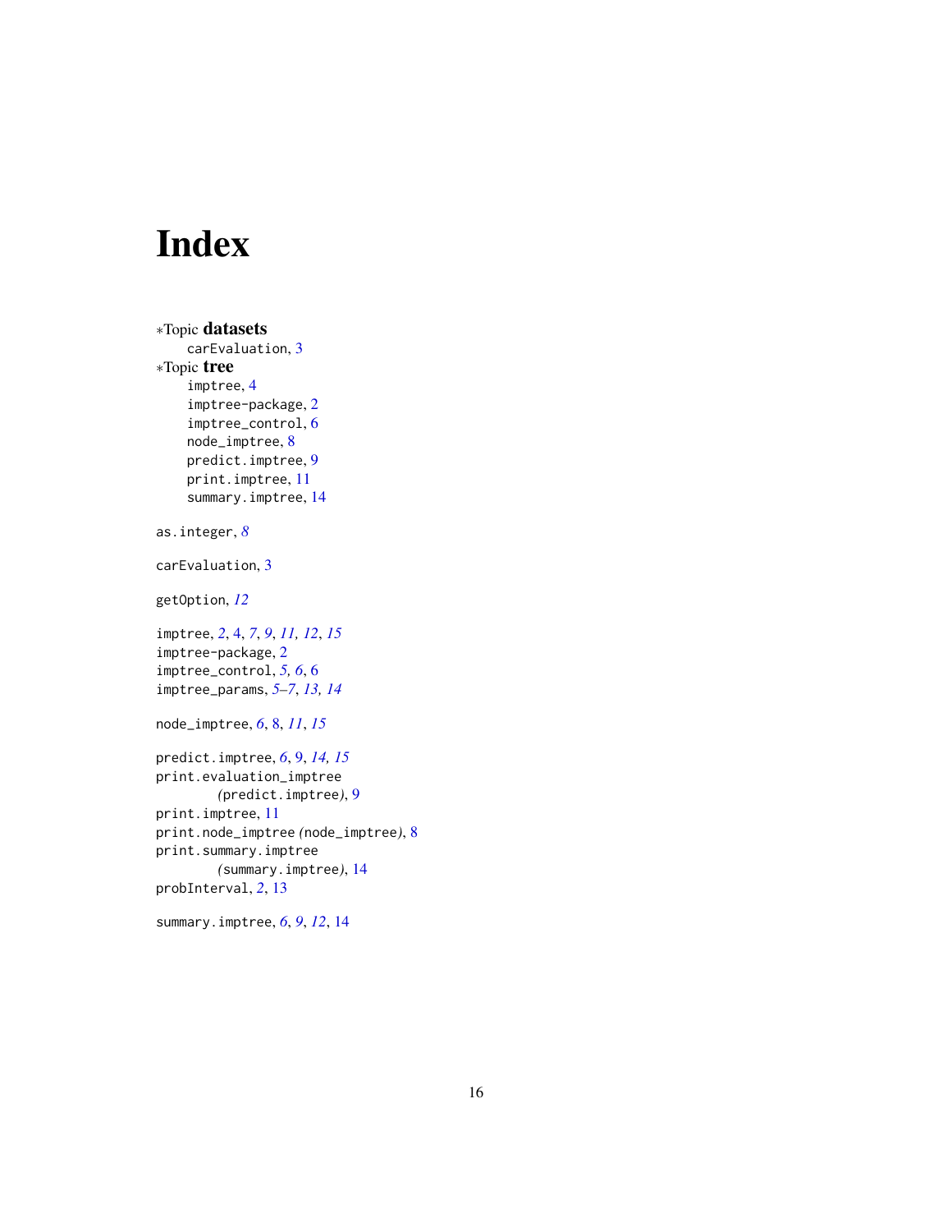# Index

∗Topic **datasets**

carEvaluation, 3

∗Topic **tree**

imptree, 4
imptree-package, 2
imptree_control, 6
node_imptree, 8
predict.imptree, 9
print.imptree, 11
summary.imptree, 14

as.integer, *8*

carEvaluation, 3

getOption, *12*

imptree, *2*, 4, *7*, *9*, *11, 12*, *15*
imptree-package, 2
imptree_control, *5, 6*, 6
imptree_params, *5–7*, *13, 14*

node_imptree, *6*, 8, *11*, *15*

predict.imptree, *6*, 9, *14, 15*
print.evaluation_imptree
(predict.imptree), 9
print.imptree, 11
print.node_imptree (node_imptree), 8
print.summary.imptree
(summary.imptree), 14
probInterval, *2*, 13

summary.imptree, *6*, *9*, *12*, 14